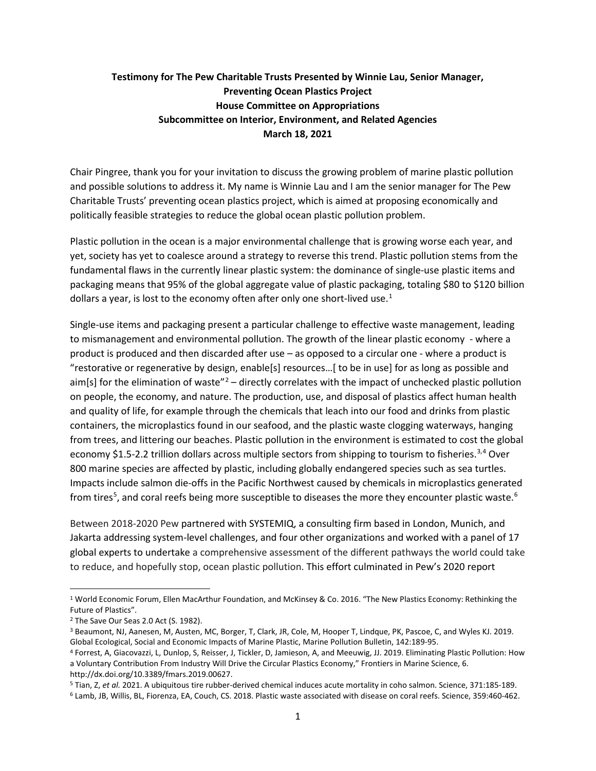**Testimony for The Pew Charitable Trusts Presented by Winnie Lau, Senior Manager, Preventing Ocean Plastics Project**
**House Committee on Appropriations**
**Subcommittee on Interior, Environment, and Related Agencies**
**March 18, 2021**

Chair Pingree, thank you for your invitation to discuss the growing problem of marine plastic pollution and possible solutions to address it. My name is Winnie Lau and I am the senior manager for The Pew Charitable Trusts' preventing ocean plastics project, which is aimed at proposing economically and politically feasible strategies to reduce the global ocean plastic pollution problem.

Plastic pollution in the ocean is a major environmental challenge that is growing worse each year, and yet, society has yet to coalesce around a strategy to reverse this trend. Plastic pollution stems from the fundamental flaws in the currently linear plastic system: the dominance of single-use plastic items and packaging means that 95% of the global aggregate value of plastic packaging, totaling $80 to $120 billion dollars a year, is lost to the economy often after only one short-lived use.[1]

Single-use items and packaging present a particular challenge to effective waste management, leading to mismanagement and environmental pollution. The growth of the linear plastic economy - where a product is produced and then discarded after use – as opposed to a circular one - where a product is "restorative or regenerative by design, enable[s] resources…[ to be in use] for as long as possible and aim[s] for the elimination of waste"[2] – directly correlates with the impact of unchecked plastic pollution on people, the economy, and nature. The production, use, and disposal of plastics affect human health and quality of life, for example through the chemicals that leach into our food and drinks from plastic containers, the microplastics found in our seafood, and the plastic waste clogging waterways, hanging from trees, and littering our beaches. Plastic pollution in the environment is estimated to cost the global economy $1.5-2.2 trillion dollars across multiple sectors from shipping to tourism to fisheries.[3,4] Over 800 marine species are affected by plastic, including globally endangered species such as sea turtles. Impacts include salmon die-offs in the Pacific Northwest caused by chemicals in microplastics generated from tires[5], and coral reefs being more susceptible to diseases the more they encounter plastic waste.[6]

Between 2018-2020 Pew partnered with SYSTEMIQ, a consulting firm based in London, Munich, and Jakarta addressing system-level challenges, and four other organizations and worked with a panel of 17 global experts to undertake a comprehensive assessment of the different pathways the world could take to reduce, and hopefully stop, ocean plastic pollution. This effort culminated in Pew's 2020 report

---

[1] World Economic Forum, Ellen MacArthur Foundation, and McKinsey & Co. 2016. "The New Plastics Economy: Rethinking the Future of Plastics".

[2] The Save Our Seas 2.0 Act (S. 1982).

[3] Beaumont, NJ, Aanesen, M, Austen, MC, Borger, T, Clark, JR, Cole, M, Hooper T, Lindque, PK, Pascoe, C, and Wyles KJ. 2019. Global Ecological, Social and Economic Impacts of Marine Plastic, Marine Pollution Bulletin, 142:189-95.

[4] Forrest, A, Giacovazzi, L, Dunlop, S, Reisser, J, Tickler, D, Jamieson, A, and Meeuwig, JJ. 2019. Eliminating Plastic Pollution: How a Voluntary Contribution From Industry Will Drive the Circular Plastics Economy," Frontiers in Marine Science, 6. http://dx.doi.org/10.3389/fmars.2019.00627.

[5] Tian, Z, *et al.* 2021. A ubiquitous tire rubber-derived chemical induces acute mortality in coho salmon. Science, 371:185-189.

[6] Lamb, JB, Willis, BL, Fiorenza, EA, Couch, CS. 2018. Plastic waste associated with disease on coral reefs. Science, 359:460-462.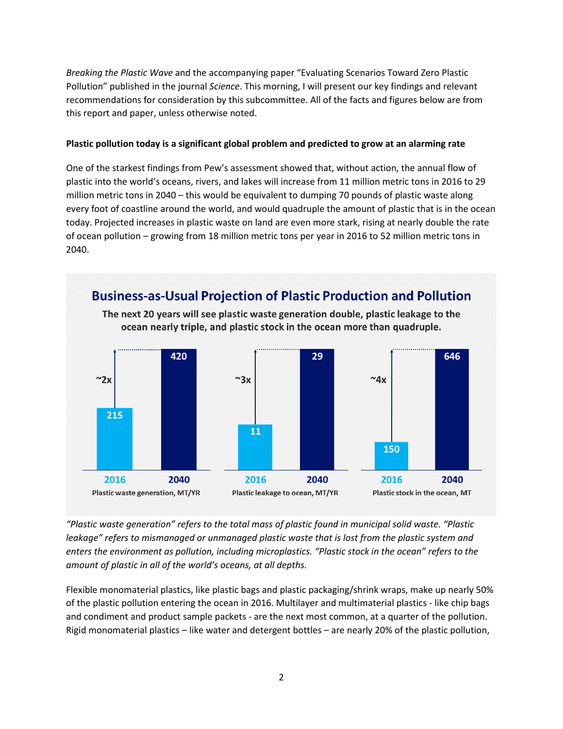*Breaking the Plastic Wave* and the accompanying paper "Evaluating Scenarios Toward Zero Plastic Pollution" published in the journal *Science*. This morning, I will present our key findings and relevant recommendations for consideration by this subcommittee. All of the facts and figures below are from this report and paper, unless otherwise noted.

**Plastic pollution today is a significant global problem and predicted to grow at an alarming rate**

One of the starkest findings from Pew's assessment showed that, without action, the annual flow of plastic into the world's oceans, rivers, and lakes will increase from 11 million metric tons in 2016 to 29 million metric tons in 2040 – this would be equivalent to dumping 70 pounds of plastic waste along every foot of coastline around the world, and would quadruple the amount of plastic that is in the ocean today. Projected increases in plastic waste on land are even more stark, rising at nearly double the rate of ocean pollution – growing from 18 million metric tons per year in 2016 to 52 million metric tons in 2040.

**Business-as-Usual Projection of Plastic Production and Pollution**

The next 20 years will see plastic waste generation double, plastic leakage to the ocean nearly triple, and plastic stock in the ocean more than quadruple.

| | 2016 | 2040 | Change |
|---|---|---|---|
| Plastic waste generation, MT/YR | 215 | 420 | ~2x |
| Plastic leakage to ocean, MT/YR | 11 | 29 | ~3x |
| Plastic stock in the ocean, MT | 150 | 646 | ~4x |

*"Plastic waste generation" refers to the total mass of plastic found in municipal solid waste. "Plastic leakage" refers to mismanaged or unmanaged plastic waste that is lost from the plastic system and enters the environment as pollution, including microplastics. "Plastic stock in the ocean" refers to the amount of plastic in all of the world's oceans, at all depths.*

Flexible monomaterial plastics, like plastic bags and plastic packaging/shrink wraps, make up nearly 50% of the plastic pollution entering the ocean in 2016. Multilayer and multimaterial plastics - like chip bags and condiment and product sample packets - are the next most common, at a quarter of the pollution. Rigid monomaterial plastics – like water and detergent bottles – are nearly 20% of the plastic pollution,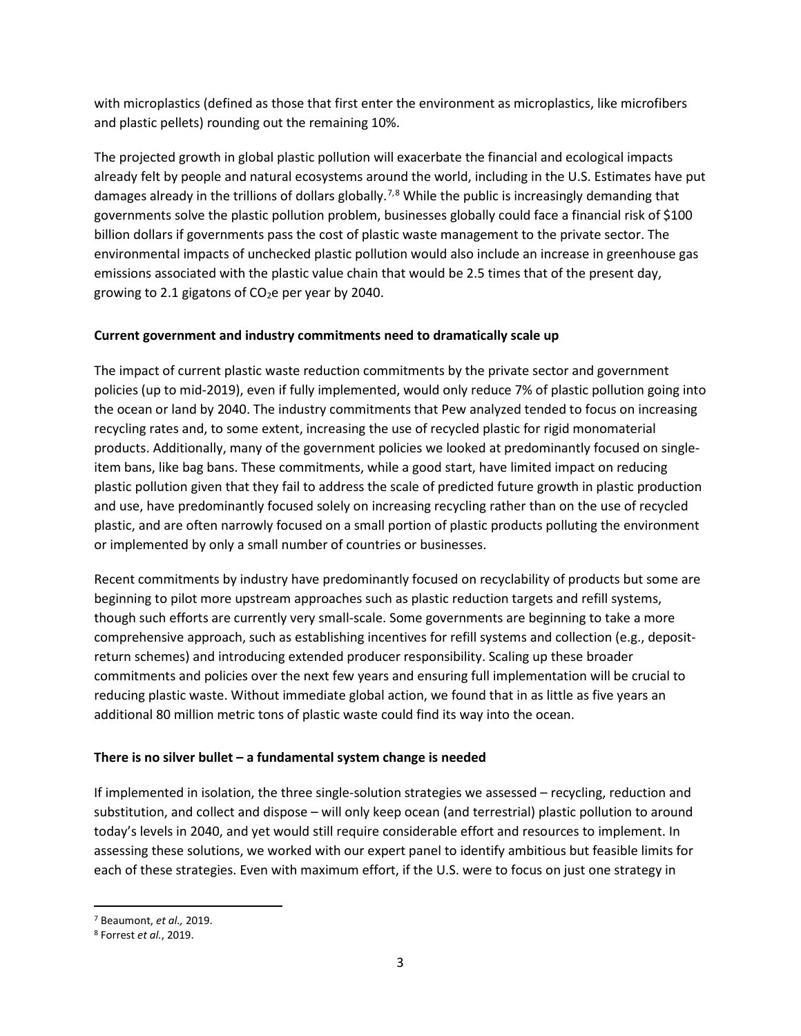with microplastics (defined as those that first enter the environment as microplastics, like microfibers and plastic pellets) rounding out the remaining 10%.

The projected growth in global plastic pollution will exacerbate the financial and ecological impacts already felt by people and natural ecosystems around the world, including in the U.S. Estimates have put damages already in the trillions of dollars globally.[7,8] While the public is increasingly demanding that governments solve the plastic pollution problem, businesses globally could face a financial risk of $100 billion dollars if governments pass the cost of plastic waste management to the private sector. The environmental impacts of unchecked plastic pollution would also include an increase in greenhouse gas emissions associated with the plastic value chain that would be 2.5 times that of the present day, growing to 2.1 gigatons of $CO_2$e per year by 2040.

**Current government and industry commitments need to dramatically scale up**

The impact of current plastic waste reduction commitments by the private sector and government policies (up to mid-2019), even if fully implemented, would only reduce 7% of plastic pollution going into the ocean or land by 2040. The industry commitments that Pew analyzed tended to focus on increasing recycling rates and, to some extent, increasing the use of recycled plastic for rigid monomaterial products. Additionally, many of the government policies we looked at predominantly focused on single-item bans, like bag bans. These commitments, while a good start, have limited impact on reducing plastic pollution given that they fail to address the scale of predicted future growth in plastic production and use, have predominantly focused solely on increasing recycling rather than on the use of recycled plastic, and are often narrowly focused on a small portion of plastic products polluting the environment or implemented by only a small number of countries or businesses.

Recent commitments by industry have predominantly focused on recyclability of products but some are beginning to pilot more upstream approaches such as plastic reduction targets and refill systems, though such efforts are currently very small-scale. Some governments are beginning to take a more comprehensive approach, such as establishing incentives for refill systems and collection (e.g., deposit-return schemes) and introducing extended producer responsibility. Scaling up these broader commitments and policies over the next few years and ensuring full implementation will be crucial to reducing plastic waste. Without immediate global action, we found that in as little as five years an additional 80 million metric tons of plastic waste could find its way into the ocean.

**There is no silver bullet – a fundamental system change is needed**

If implemented in isolation, the three single-solution strategies we assessed – recycling, reduction and substitution, and collect and dispose – will only keep ocean (and terrestrial) plastic pollution to around today's levels in 2040, and yet would still require considerable effort and resources to implement. In assessing these solutions, we worked with our expert panel to identify ambitious but feasible limits for each of these strategies. Even with maximum effort, if the U.S. were to focus on just one strategy in

[7] Beaumont, *et al.,* 2019.

[8] Forrest *et al.*, 2019.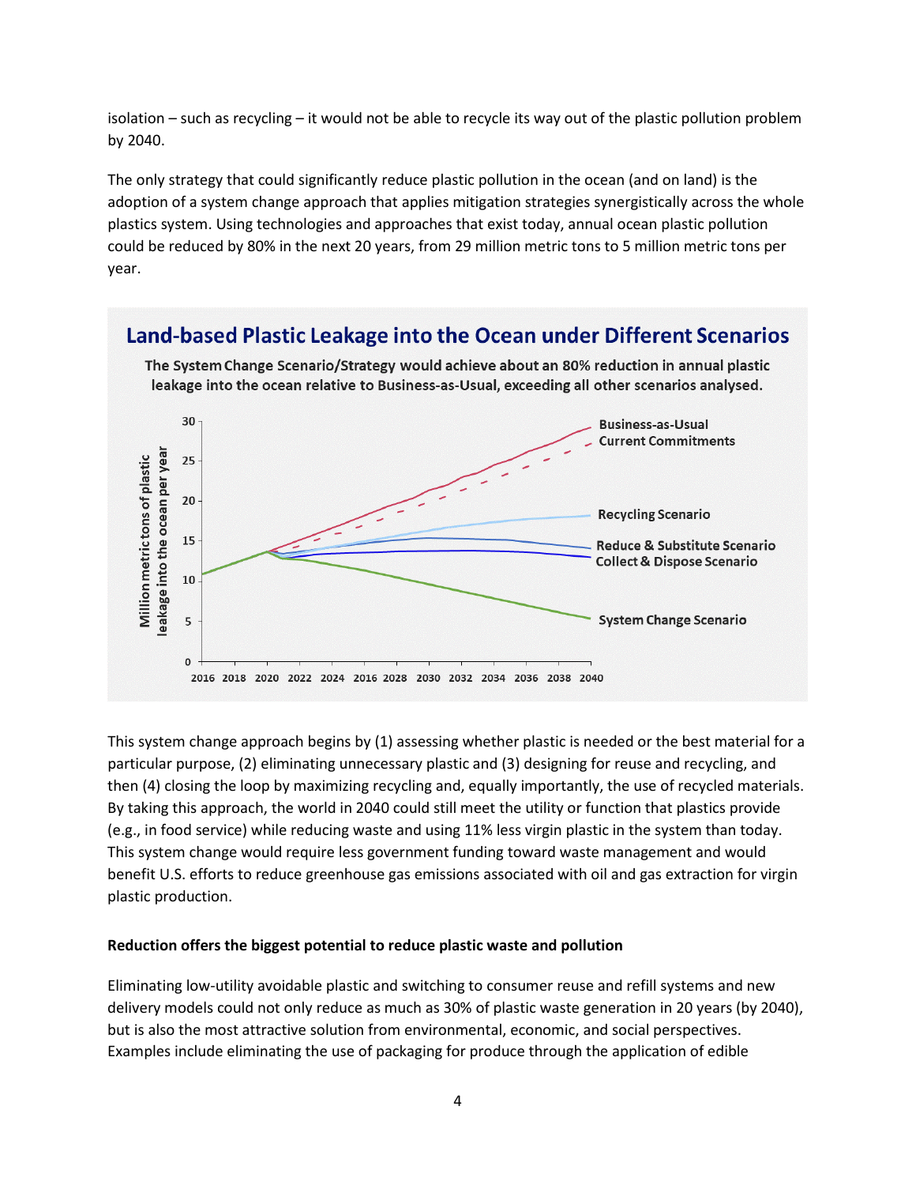isolation – such as recycling – it would not be able to recycle its way out of the plastic pollution problem by 2040.

The only strategy that could significantly reduce plastic pollution in the ocean (and on land) is the adoption of a system change approach that applies mitigation strategies synergistically across the whole plastics system. Using technologies and approaches that exist today, annual ocean plastic pollution could be reduced by 80% in the next 20 years, from 29 million metric tons to 5 million metric tons per year.

**Land-based Plastic Leakage into the Ocean under Different Scenarios**

**The System Change Scenario/Strategy would achieve about an 80% reduction in annual plastic leakage into the ocean relative to Business-as-Usual, exceeding all other scenarios analysed.**

This system change approach begins by (1) assessing whether plastic is needed or the best material for a particular purpose, (2) eliminating unnecessary plastic and (3) designing for reuse and recycling, and then (4) closing the loop by maximizing recycling and, equally importantly, the use of recycled materials. By taking this approach, the world in 2040 could still meet the utility or function that plastics provide (e.g., in food service) while reducing waste and using 11% less virgin plastic in the system than today. This system change would require less government funding toward waste management and would benefit U.S. efforts to reduce greenhouse gas emissions associated with oil and gas extraction for virgin plastic production.

**Reduction offers the biggest potential to reduce plastic waste and pollution**

Eliminating low-utility avoidable plastic and switching to consumer reuse and refill systems and new delivery models could not only reduce as much as 30% of plastic waste generation in 20 years (by 2040), but is also the most attractive solution from environmental, economic, and social perspectives. Examples include eliminating the use of packaging for produce through the application of edible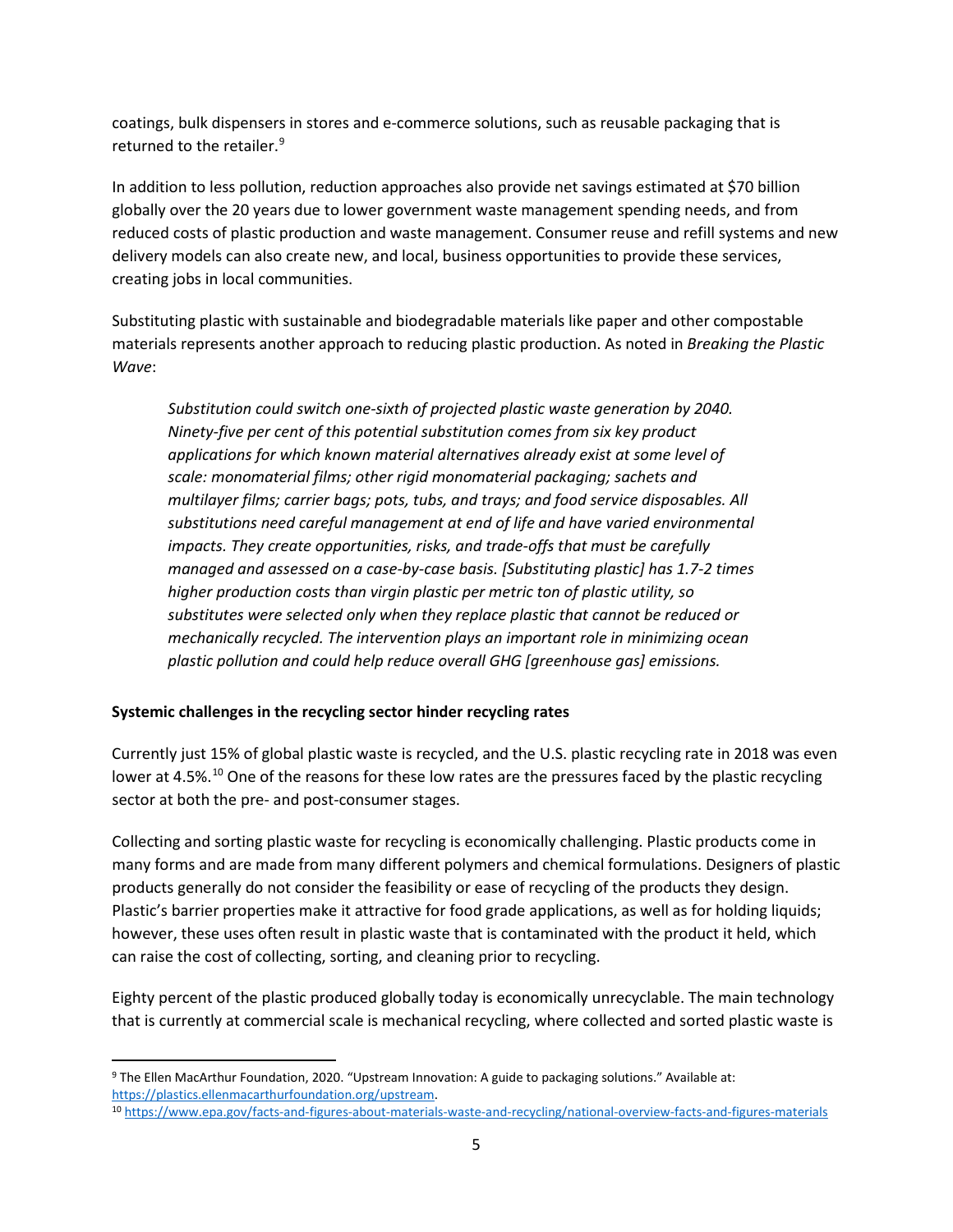coatings, bulk dispensers in stores and e-commerce solutions, such as reusable packaging that is returned to the retailer.[9]

In addition to less pollution, reduction approaches also provide net savings estimated at $70 billion globally over the 20 years due to lower government waste management spending needs, and from reduced costs of plastic production and waste management. Consumer reuse and refill systems and new delivery models can also create new, and local, business opportunities to provide these services, creating jobs in local communities.

Substituting plastic with sustainable and biodegradable materials like paper and other compostable materials represents another approach to reducing plastic production. As noted in *Breaking the Plastic Wave*:

> *Substitution could switch one-sixth of projected plastic waste generation by 2040. Ninety-five per cent of this potential substitution comes from six key product applications for which known material alternatives already exist at some level of scale: monomaterial films; other rigid monomaterial packaging; sachets and multilayer films; carrier bags; pots, tubs, and trays; and food service disposables. All substitutions need careful management at end of life and have varied environmental impacts. They create opportunities, risks, and trade-offs that must be carefully managed and assessed on a case-by-case basis. [Substituting plastic] has 1.7-2 times higher production costs than virgin plastic per metric ton of plastic utility, so substitutes were selected only when they replace plastic that cannot be reduced or mechanically recycled. The intervention plays an important role in minimizing ocean plastic pollution and could help reduce overall GHG [greenhouse gas] emissions.*

**Systemic challenges in the recycling sector hinder recycling rates**

Currently just 15% of global plastic waste is recycled, and the U.S. plastic recycling rate in 2018 was even lower at 4.5%.[10] One of the reasons for these low rates are the pressures faced by the plastic recycling sector at both the pre- and post-consumer stages.

Collecting and sorting plastic waste for recycling is economically challenging. Plastic products come in many forms and are made from many different polymers and chemical formulations. Designers of plastic products generally do not consider the feasibility or ease of recycling of the products they design. Plastic's barrier properties make it attractive for food grade applications, as well as for holding liquids; however, these uses often result in plastic waste that is contaminated with the product it held, which can raise the cost of collecting, sorting, and cleaning prior to recycling.

Eighty percent of the plastic produced globally today is economically unrecyclable. The main technology that is currently at commercial scale is mechanical recycling, where collected and sorted plastic waste is

---

[9] The Ellen MacArthur Foundation, 2020. "Upstream Innovation: A guide to packaging solutions." Available at: https://plastics.ellenmacarthurfoundation.org/upstream.

[10] https://www.epa.gov/facts-and-figures-about-materials-waste-and-recycling/national-overview-facts-and-figures-materials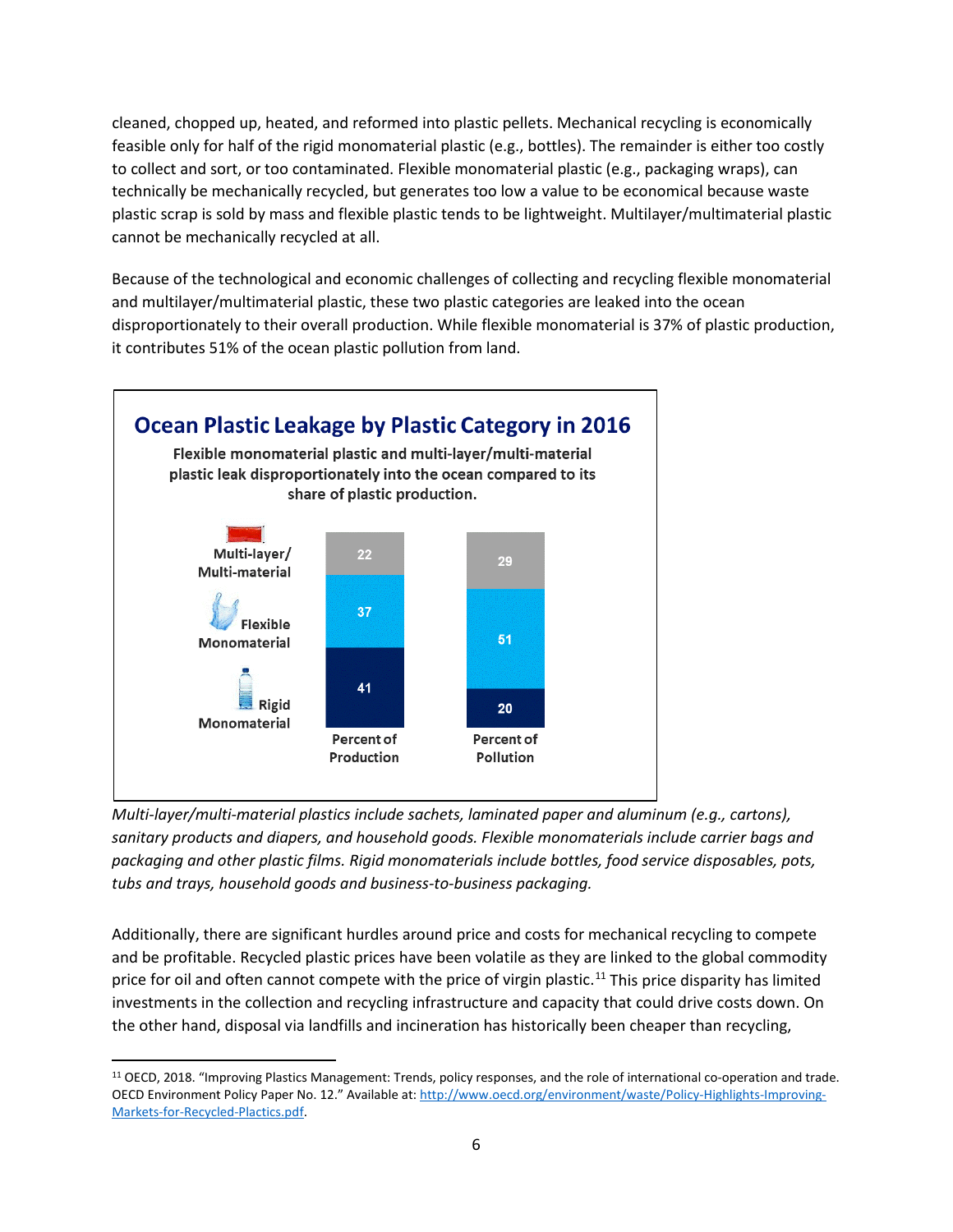cleaned, chopped up, heated, and reformed into plastic pellets. Mechanical recycling is economically feasible only for half of the rigid monomaterial plastic (e.g., bottles). The remainder is either too costly to collect and sort, or too contaminated. Flexible monomaterial plastic (e.g., packaging wraps), can technically be mechanically recycled, but generates too low a value to be economical because waste plastic scrap is sold by mass and flexible plastic tends to be lightweight. Multilayer/multimaterial plastic cannot be mechanically recycled at all.

Because of the technological and economic challenges of collecting and recycling flexible monomaterial and multilayer/multimaterial plastic, these two plastic categories are leaked into the ocean disproportionately to their overall production. While flexible monomaterial is 37% of plastic production, it contributes 51% of the ocean plastic pollution from land.

**Ocean Plastic Leakage by Plastic Category in 2016**

**Flexible monomaterial plastic and multi-layer/multi-material plastic leak disproportionately into the ocean compared to its share of plastic production.**

| Plastic Category | Percent of Production | Percent of Pollution |
| --- | --- | --- |
| Multi-layer/ Multi-material | 22 | 29 |
| Flexible Monomaterial | 37 | 51 |
| Rigid Monomaterial | 41 | 20 |

*Multi-layer/multi-material plastics include sachets, laminated paper and aluminum (e.g., cartons), sanitary products and diapers, and household goods. Flexible monomaterials include carrier bags and packaging and other plastic films. Rigid monomaterials include bottles, food service disposables, pots, tubs and trays, household goods and business-to-business packaging.*

Additionally, there are significant hurdles around price and costs for mechanical recycling to compete and be profitable. Recycled plastic prices have been volatile as they are linked to the global commodity price for oil and often cannot compete with the price of virgin plastic.[11] This price disparity has limited investments in the collection and recycling infrastructure and capacity that could drive costs down. On the other hand, disposal via landfills and incineration has historically been cheaper than recycling,

[11] OECD, 2018. "Improving Plastics Management: Trends, policy responses, and the role of international co-operation and trade. OECD Environment Policy Paper No. 12." Available at: http://www.oecd.org/environment/waste/Policy-Highlights-Improving-Markets-for-Recycled-Plactics.pdf.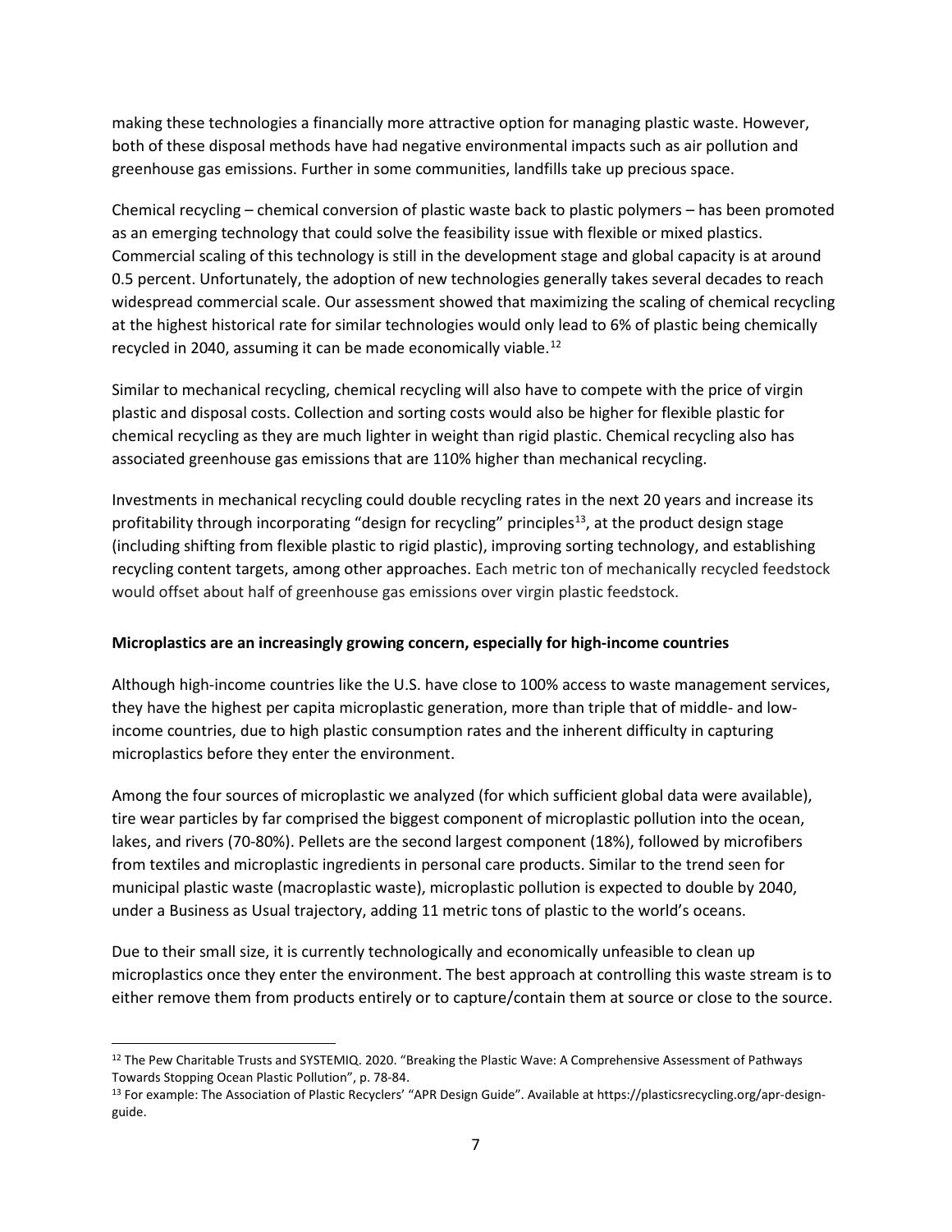making these technologies a financially more attractive option for managing plastic waste. However, both of these disposal methods have had negative environmental impacts such as air pollution and greenhouse gas emissions. Further in some communities, landfills take up precious space.

Chemical recycling – chemical conversion of plastic waste back to plastic polymers – has been promoted as an emerging technology that could solve the feasibility issue with flexible or mixed plastics. Commercial scaling of this technology is still in the development stage and global capacity is at around 0.5 percent. Unfortunately, the adoption of new technologies generally takes several decades to reach widespread commercial scale. Our assessment showed that maximizing the scaling of chemical recycling at the highest historical rate for similar technologies would only lead to 6% of plastic being chemically recycled in 2040, assuming it can be made economically viable.[12]

Similar to mechanical recycling, chemical recycling will also have to compete with the price of virgin plastic and disposal costs. Collection and sorting costs would also be higher for flexible plastic for chemical recycling as they are much lighter in weight than rigid plastic. Chemical recycling also has associated greenhouse gas emissions that are 110% higher than mechanical recycling.

Investments in mechanical recycling could double recycling rates in the next 20 years and increase its profitability through incorporating "design for recycling" principles[13], at the product design stage (including shifting from flexible plastic to rigid plastic), improving sorting technology, and establishing recycling content targets, among other approaches. Each metric ton of mechanically recycled feedstock would offset about half of greenhouse gas emissions over virgin plastic feedstock.

**Microplastics are an increasingly growing concern, especially for high-income countries**

Although high-income countries like the U.S. have close to 100% access to waste management services, they have the highest per capita microplastic generation, more than triple that of middle- and low-income countries, due to high plastic consumption rates and the inherent difficulty in capturing microplastics before they enter the environment.

Among the four sources of microplastic we analyzed (for which sufficient global data were available), tire wear particles by far comprised the biggest component of microplastic pollution into the ocean, lakes, and rivers (70-80%). Pellets are the second largest component (18%), followed by microfibers from textiles and microplastic ingredients in personal care products. Similar to the trend seen for municipal plastic waste (macroplastic waste), microplastic pollution is expected to double by 2040, under a Business as Usual trajectory, adding 11 metric tons of plastic to the world's oceans.

Due to their small size, it is currently technologically and economically unfeasible to clean up microplastics once they enter the environment. The best approach at controlling this waste stream is to either remove them from products entirely or to capture/contain them at source or close to the source.

---

[12] The Pew Charitable Trusts and SYSTEMIQ. 2020. "Breaking the Plastic Wave: A Comprehensive Assessment of Pathways Towards Stopping Ocean Plastic Pollution", p. 78-84.

[13] For example: The Association of Plastic Recyclers' "APR Design Guide". Available at https://plasticsrecycling.org/apr-design-guide.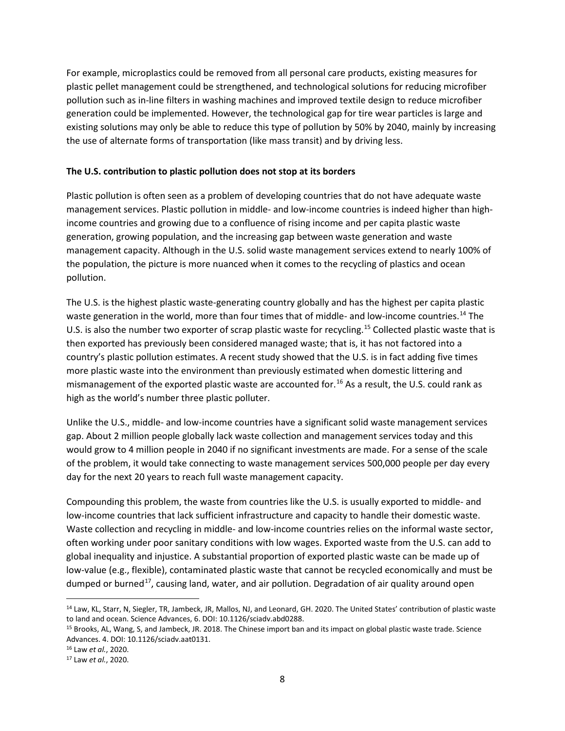For example, microplastics could be removed from all personal care products, existing measures for plastic pellet management could be strengthened, and technological solutions for reducing microfiber pollution such as in-line filters in washing machines and improved textile design to reduce microfiber generation could be implemented. However, the technological gap for tire wear particles is large and existing solutions may only be able to reduce this type of pollution by 50% by 2040, mainly by increasing the use of alternate forms of transportation (like mass transit) and by driving less.

**The U.S. contribution to plastic pollution does not stop at its borders**

Plastic pollution is often seen as a problem of developing countries that do not have adequate waste management services. Plastic pollution in middle- and low-income countries is indeed higher than high-income countries and growing due to a confluence of rising income and per capita plastic waste generation, growing population, and the increasing gap between waste generation and waste management capacity. Although in the U.S. solid waste management services extend to nearly 100% of the population, the picture is more nuanced when it comes to the recycling of plastics and ocean pollution.

The U.S. is the highest plastic waste-generating country globally and has the highest per capita plastic waste generation in the world, more than four times that of middle- and low-income countries.[14] The U.S. is also the number two exporter of scrap plastic waste for recycling.[15] Collected plastic waste that is then exported has previously been considered managed waste; that is, it has not factored into a country's plastic pollution estimates. A recent study showed that the U.S. is in fact adding five times more plastic waste into the environment than previously estimated when domestic littering and mismanagement of the exported plastic waste are accounted for.[16] As a result, the U.S. could rank as high as the world's number three plastic polluter.

Unlike the U.S., middle- and low-income countries have a significant solid waste management services gap. About 2 million people globally lack waste collection and management services today and this would grow to 4 million people in 2040 if no significant investments are made. For a sense of the scale of the problem, it would take connecting to waste management services 500,000 people per day every day for the next 20 years to reach full waste management capacity.

Compounding this problem, the waste from countries like the U.S. is usually exported to middle- and low-income countries that lack sufficient infrastructure and capacity to handle their domestic waste. Waste collection and recycling in middle- and low-income countries relies on the informal waste sector, often working under poor sanitary conditions with low wages. Exported waste from the U.S. can add to global inequality and injustice. A substantial proportion of exported plastic waste can be made up of low-value (e.g., flexible), contaminated plastic waste that cannot be recycled economically and must be dumped or burned[17], causing land, water, and air pollution. Degradation of air quality around open

---

[14] Law, KL, Starr, N, Siegler, TR, Jambeck, JR, Mallos, NJ, and Leonard, GH. 2020. The United States' contribution of plastic waste to land and ocean. Science Advances, 6. DOI: 10.1126/sciadv.abd0288.

[15] Brooks, AL, Wang, S, and Jambeck, JR. 2018. The Chinese import ban and its impact on global plastic waste trade. Science Advances. 4. DOI: 10.1126/sciadv.aat0131.

[16] Law *et al.*, 2020.

[17] Law *et al.*, 2020.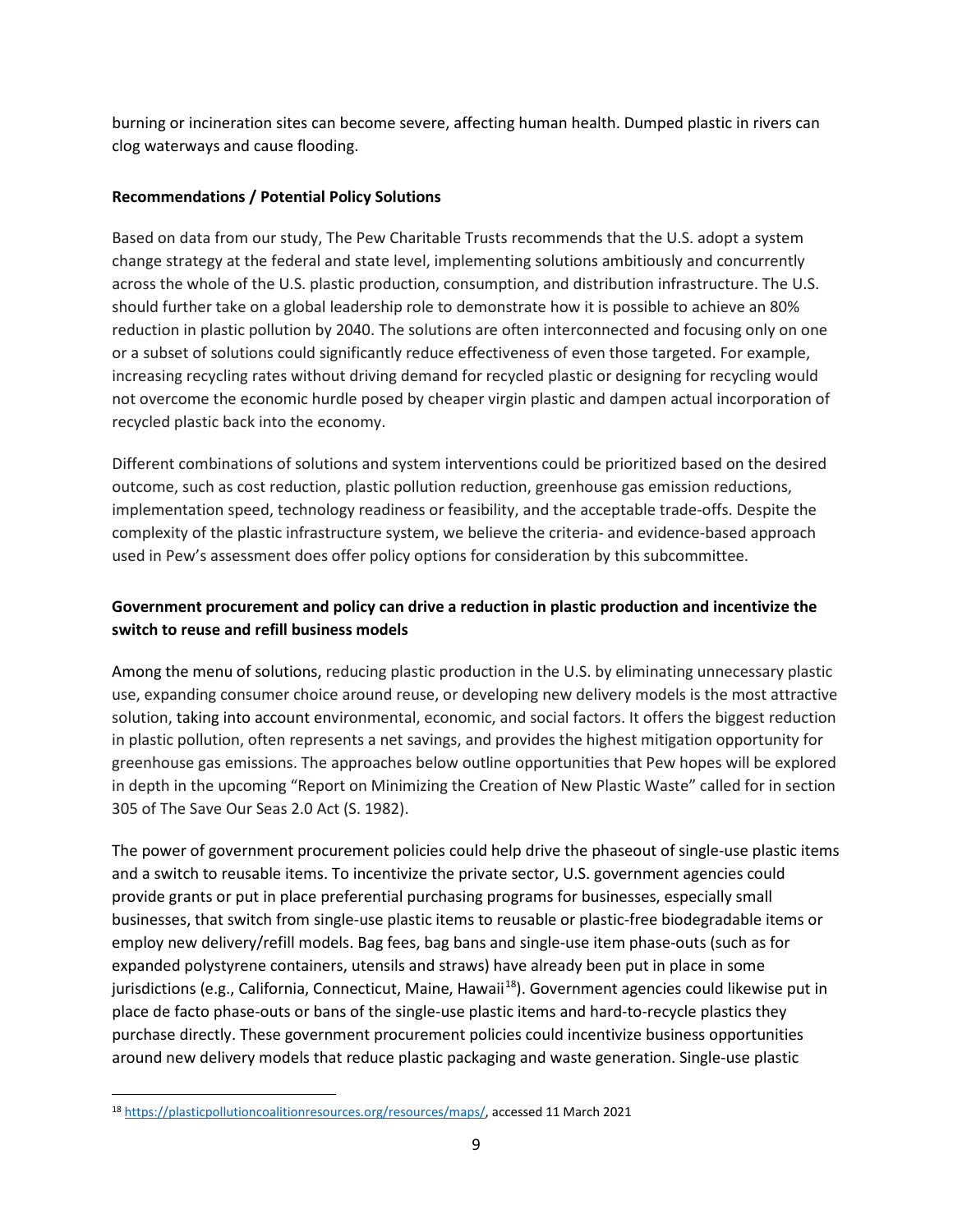burning or incineration sites can become severe, affecting human health. Dumped plastic in rivers can clog waterways and cause flooding.

**Recommendations / Potential Policy Solutions**

Based on data from our study, The Pew Charitable Trusts recommends that the U.S. adopt a system change strategy at the federal and state level, implementing solutions ambitiously and concurrently across the whole of the U.S. plastic production, consumption, and distribution infrastructure. The U.S. should further take on a global leadership role to demonstrate how it is possible to achieve an 80% reduction in plastic pollution by 2040. The solutions are often interconnected and focusing only on one or a subset of solutions could significantly reduce effectiveness of even those targeted. For example, increasing recycling rates without driving demand for recycled plastic or designing for recycling would not overcome the economic hurdle posed by cheaper virgin plastic and dampen actual incorporation of recycled plastic back into the economy.

Different combinations of solutions and system interventions could be prioritized based on the desired outcome, such as cost reduction, plastic pollution reduction, greenhouse gas emission reductions, implementation speed, technology readiness or feasibility, and the acceptable trade-offs. Despite the complexity of the plastic infrastructure system, we believe the criteria- and evidence-based approach used in Pew's assessment does offer policy options for consideration by this subcommittee.

**Government procurement and policy can drive a reduction in plastic production and incentivize the switch to reuse and refill business models**

Among the menu of solutions, reducing plastic production in the U.S. by eliminating unnecessary plastic use, expanding consumer choice around reuse, or developing new delivery models is the most attractive solution, taking into account environmental, economic, and social factors. It offers the biggest reduction in plastic pollution, often represents a net savings, and provides the highest mitigation opportunity for greenhouse gas emissions. The approaches below outline opportunities that Pew hopes will be explored in depth in the upcoming "Report on Minimizing the Creation of New Plastic Waste" called for in section 305 of The Save Our Seas 2.0 Act (S. 1982).

The power of government procurement policies could help drive the phaseout of single-use plastic items and a switch to reusable items. To incentivize the private sector, U.S. government agencies could provide grants or put in place preferential purchasing programs for businesses, especially small businesses, that switch from single-use plastic items to reusable or plastic-free biodegradable items or employ new delivery/refill models. Bag fees, bag bans and single-use item phase-outs (such as for expanded polystyrene containers, utensils and straws) have already been put in place in some jurisdictions (e.g., California, Connecticut, Maine, Hawaii[18]). Government agencies could likewise put in place de facto phase-outs or bans of the single-use plastic items and hard-to-recycle plastics they purchase directly. These government procurement policies could incentivize business opportunities around new delivery models that reduce plastic packaging and waste generation. Single-use plastic

[18] https://plasticpollutioncoalitionresources.org/resources/maps/, accessed 11 March 2021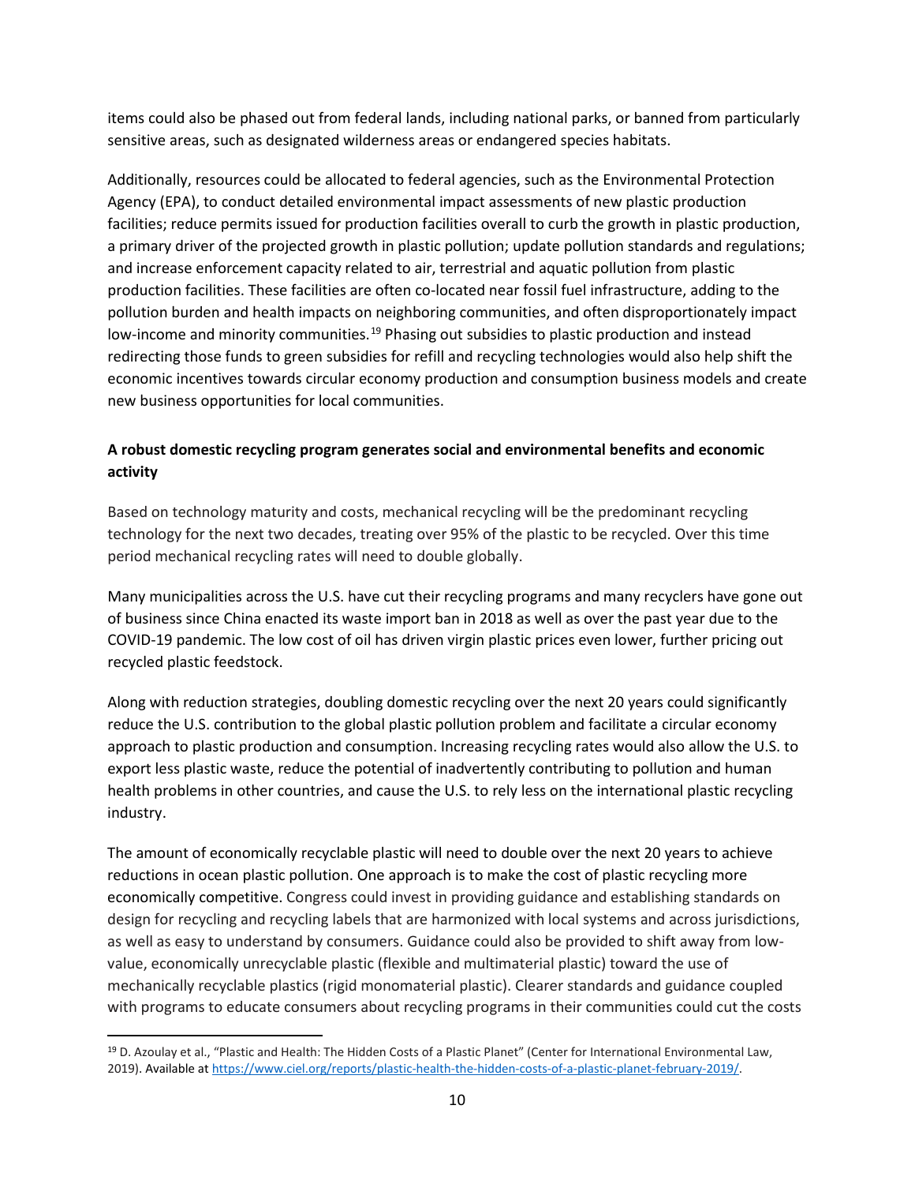items could also be phased out from federal lands, including national parks, or banned from particularly sensitive areas, such as designated wilderness areas or endangered species habitats.

Additionally, resources could be allocated to federal agencies, such as the Environmental Protection Agency (EPA), to conduct detailed environmental impact assessments of new plastic production facilities; reduce permits issued for production facilities overall to curb the growth in plastic production, a primary driver of the projected growth in plastic pollution; update pollution standards and regulations; and increase enforcement capacity related to air, terrestrial and aquatic pollution from plastic production facilities. These facilities are often co-located near fossil fuel infrastructure, adding to the pollution burden and health impacts on neighboring communities, and often disproportionately impact low-income and minority communities.[19] Phasing out subsidies to plastic production and instead redirecting those funds to green subsidies for refill and recycling technologies would also help shift the economic incentives towards circular economy production and consumption business models and create new business opportunities for local communities.

**A robust domestic recycling program generates social and environmental benefits and economic activity**

Based on technology maturity and costs, mechanical recycling will be the predominant recycling technology for the next two decades, treating over 95% of the plastic to be recycled. Over this time period mechanical recycling rates will need to double globally.

Many municipalities across the U.S. have cut their recycling programs and many recyclers have gone out of business since China enacted its waste import ban in 2018 as well as over the past year due to the COVID-19 pandemic. The low cost of oil has driven virgin plastic prices even lower, further pricing out recycled plastic feedstock.

Along with reduction strategies, doubling domestic recycling over the next 20 years could significantly reduce the U.S. contribution to the global plastic pollution problem and facilitate a circular economy approach to plastic production and consumption. Increasing recycling rates would also allow the U.S. to export less plastic waste, reduce the potential of inadvertently contributing to pollution and human health problems in other countries, and cause the U.S. to rely less on the international plastic recycling industry.

The amount of economically recyclable plastic will need to double over the next 20 years to achieve reductions in ocean plastic pollution. One approach is to make the cost of plastic recycling more economically competitive. Congress could invest in providing guidance and establishing standards on design for recycling and recycling labels that are harmonized with local systems and across jurisdictions, as well as easy to understand by consumers. Guidance could also be provided to shift away from low-value, economically unrecyclable plastic (flexible and multimaterial plastic) toward the use of mechanically recyclable plastics (rigid monomaterial plastic). Clearer standards and guidance coupled with programs to educate consumers about recycling programs in their communities could cut the costs

[19] D. Azoulay et al., "Plastic and Health: The Hidden Costs of a Plastic Planet" (Center for International Environmental Law, 2019). Available at https://www.ciel.org/reports/plastic-health-the-hidden-costs-of-a-plastic-planet-february-2019/.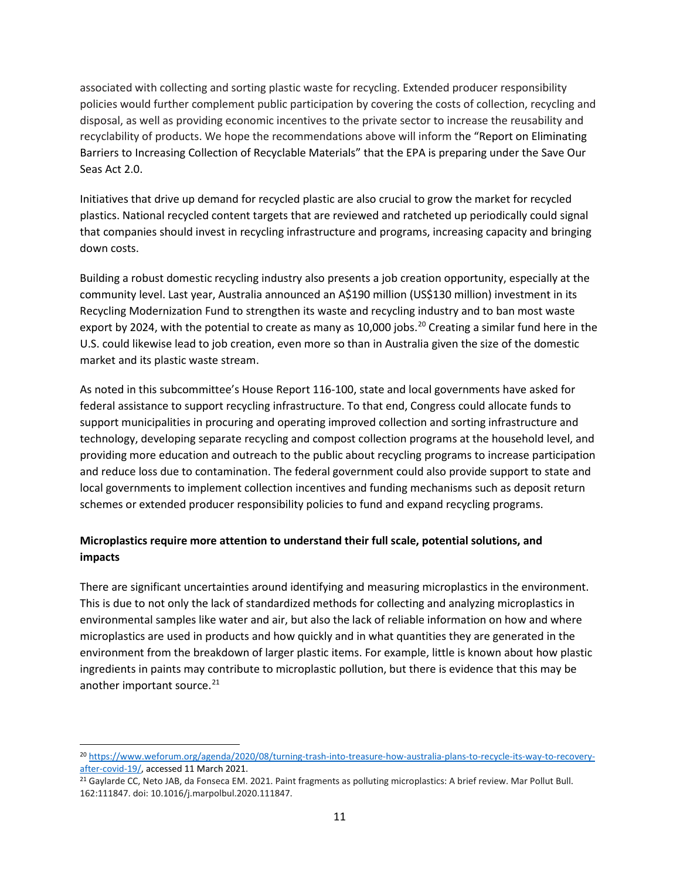associated with collecting and sorting plastic waste for recycling. Extended producer responsibility policies would further complement public participation by covering the costs of collection, recycling and disposal, as well as providing economic incentives to the private sector to increase the reusability and recyclability of products. We hope the recommendations above will inform the "Report on Eliminating Barriers to Increasing Collection of Recyclable Materials" that the EPA is preparing under the Save Our Seas Act 2.0.

Initiatives that drive up demand for recycled plastic are also crucial to grow the market for recycled plastics. National recycled content targets that are reviewed and ratcheted up periodically could signal that companies should invest in recycling infrastructure and programs, increasing capacity and bringing down costs.

Building a robust domestic recycling industry also presents a job creation opportunity, especially at the community level. Last year, Australia announced an A$190 million (US$130 million) investment in its Recycling Modernization Fund to strengthen its waste and recycling industry and to ban most waste export by 2024, with the potential to create as many as 10,000 jobs.[20] Creating a similar fund here in the U.S. could likewise lead to job creation, even more so than in Australia given the size of the domestic market and its plastic waste stream.

As noted in this subcommittee's House Report 116-100, state and local governments have asked for federal assistance to support recycling infrastructure. To that end, Congress could allocate funds to support municipalities in procuring and operating improved collection and sorting infrastructure and technology, developing separate recycling and compost collection programs at the household level, and providing more education and outreach to the public about recycling programs to increase participation and reduce loss due to contamination. The federal government could also provide support to state and local governments to implement collection incentives and funding mechanisms such as deposit return schemes or extended producer responsibility policies to fund and expand recycling programs.

**Microplastics require more attention to understand their full scale, potential solutions, and impacts**

There are significant uncertainties around identifying and measuring microplastics in the environment. This is due to not only the lack of standardized methods for collecting and analyzing microplastics in environmental samples like water and air, but also the lack of reliable information on how and where microplastics are used in products and how quickly and in what quantities they are generated in the environment from the breakdown of larger plastic items. For example, little is known about how plastic ingredients in paints may contribute to microplastic pollution, but there is evidence that this may be another important source.[21]

---

[20] https://www.weforum.org/agenda/2020/08/turning-trash-into-treasure-how-australia-plans-to-recycle-its-way-to-recovery-after-covid-19/, accessed 11 March 2021.

[21] Gaylarde CC, Neto JAB, da Fonseca EM. 2021. Paint fragments as polluting microplastics: A brief review. Mar Pollut Bull. 162:111847. doi: 10.1016/j.marpolbul.2020.111847.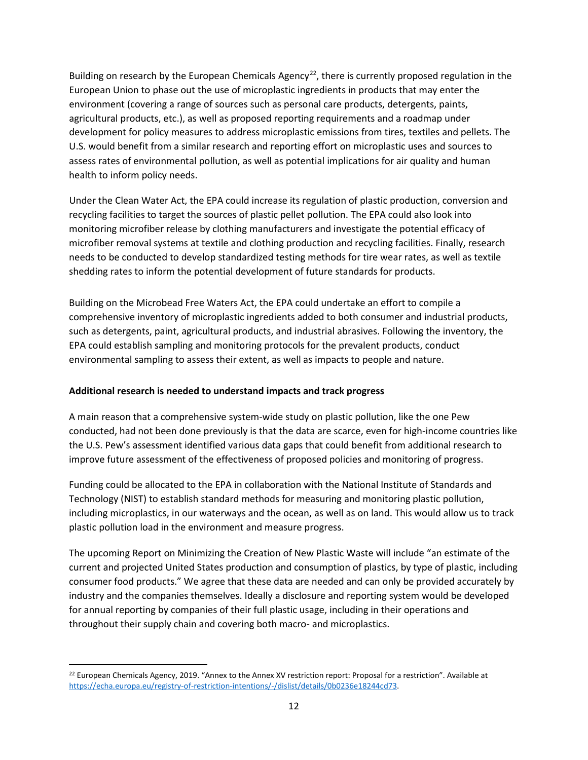Building on research by the European Chemicals Agency[22], there is currently proposed regulation in the European Union to phase out the use of microplastic ingredients in products that may enter the environment (covering a range of sources such as personal care products, detergents, paints, agricultural products, etc.), as well as proposed reporting requirements and a roadmap under development for policy measures to address microplastic emissions from tires, textiles and pellets. The U.S. would benefit from a similar research and reporting effort on microplastic uses and sources to assess rates of environmental pollution, as well as potential implications for air quality and human health to inform policy needs.

Under the Clean Water Act, the EPA could increase its regulation of plastic production, conversion and recycling facilities to target the sources of plastic pellet pollution. The EPA could also look into monitoring microfiber release by clothing manufacturers and investigate the potential efficacy of microfiber removal systems at textile and clothing production and recycling facilities. Finally, research needs to be conducted to develop standardized testing methods for tire wear rates, as well as textile shedding rates to inform the potential development of future standards for products.

Building on the Microbead Free Waters Act, the EPA could undertake an effort to compile a comprehensive inventory of microplastic ingredients added to both consumer and industrial products, such as detergents, paint, agricultural products, and industrial abrasives. Following the inventory, the EPA could establish sampling and monitoring protocols for the prevalent products, conduct environmental sampling to assess their extent, as well as impacts to people and nature.

**Additional research is needed to understand impacts and track progress**

A main reason that a comprehensive system-wide study on plastic pollution, like the one Pew conducted, had not been done previously is that the data are scarce, even for high-income countries like the U.S. Pew's assessment identified various data gaps that could benefit from additional research to improve future assessment of the effectiveness of proposed policies and monitoring of progress.

Funding could be allocated to the EPA in collaboration with the National Institute of Standards and Technology (NIST) to establish standard methods for measuring and monitoring plastic pollution, including microplastics, in our waterways and the ocean, as well as on land. This would allow us to track plastic pollution load in the environment and measure progress.

The upcoming Report on Minimizing the Creation of New Plastic Waste will include "an estimate of the current and projected United States production and consumption of plastics, by type of plastic, including consumer food products." We agree that these data are needed and can only be provided accurately by industry and the companies themselves. Ideally a disclosure and reporting system would be developed for annual reporting by companies of their full plastic usage, including in their operations and throughout their supply chain and covering both macro- and microplastics.

[22] European Chemicals Agency, 2019. "Annex to the Annex XV restriction report: Proposal for a restriction". Available at https://echa.europa.eu/registry-of-restriction-intentions/-/dislist/details/0b0236e18244cd73.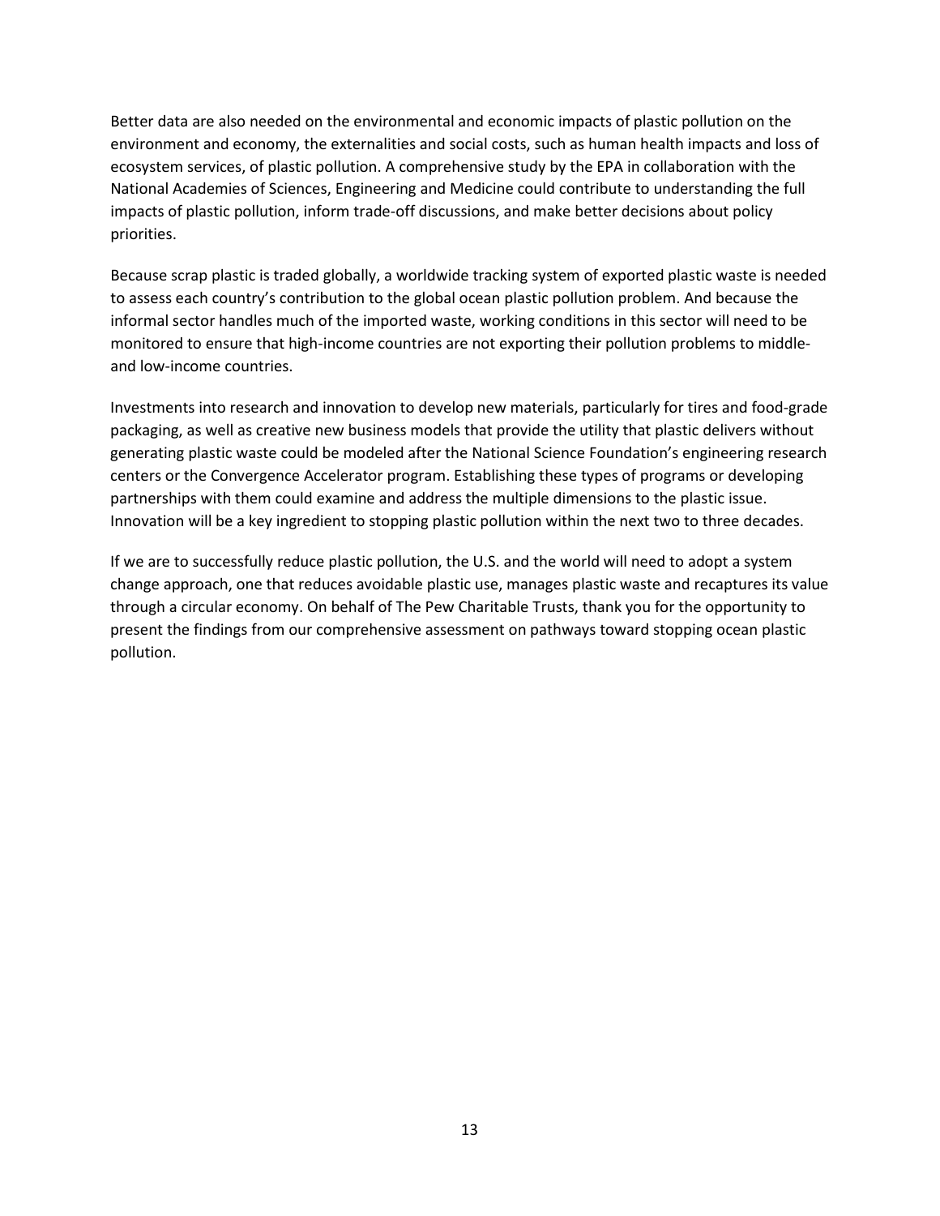Better data are also needed on the environmental and economic impacts of plastic pollution on the environment and economy, the externalities and social costs, such as human health impacts and loss of ecosystem services, of plastic pollution. A comprehensive study by the EPA in collaboration with the National Academies of Sciences, Engineering and Medicine could contribute to understanding the full impacts of plastic pollution, inform trade-off discussions, and make better decisions about policy priorities.

Because scrap plastic is traded globally, a worldwide tracking system of exported plastic waste is needed to assess each country's contribution to the global ocean plastic pollution problem. And because the informal sector handles much of the imported waste, working conditions in this sector will need to be monitored to ensure that high-income countries are not exporting their pollution problems to middle- and low-income countries.

Investments into research and innovation to develop new materials, particularly for tires and food-grade packaging, as well as creative new business models that provide the utility that plastic delivers without generating plastic waste could be modeled after the National Science Foundation's engineering research centers or the Convergence Accelerator program. Establishing these types of programs or developing partnerships with them could examine and address the multiple dimensions to the plastic issue. Innovation will be a key ingredient to stopping plastic pollution within the next two to three decades.

If we are to successfully reduce plastic pollution, the U.S. and the world will need to adopt a system change approach, one that reduces avoidable plastic use, manages plastic waste and recaptures its value through a circular economy. On behalf of The Pew Charitable Trusts, thank you for the opportunity to present the findings from our comprehensive assessment on pathways toward stopping ocean plastic pollution.